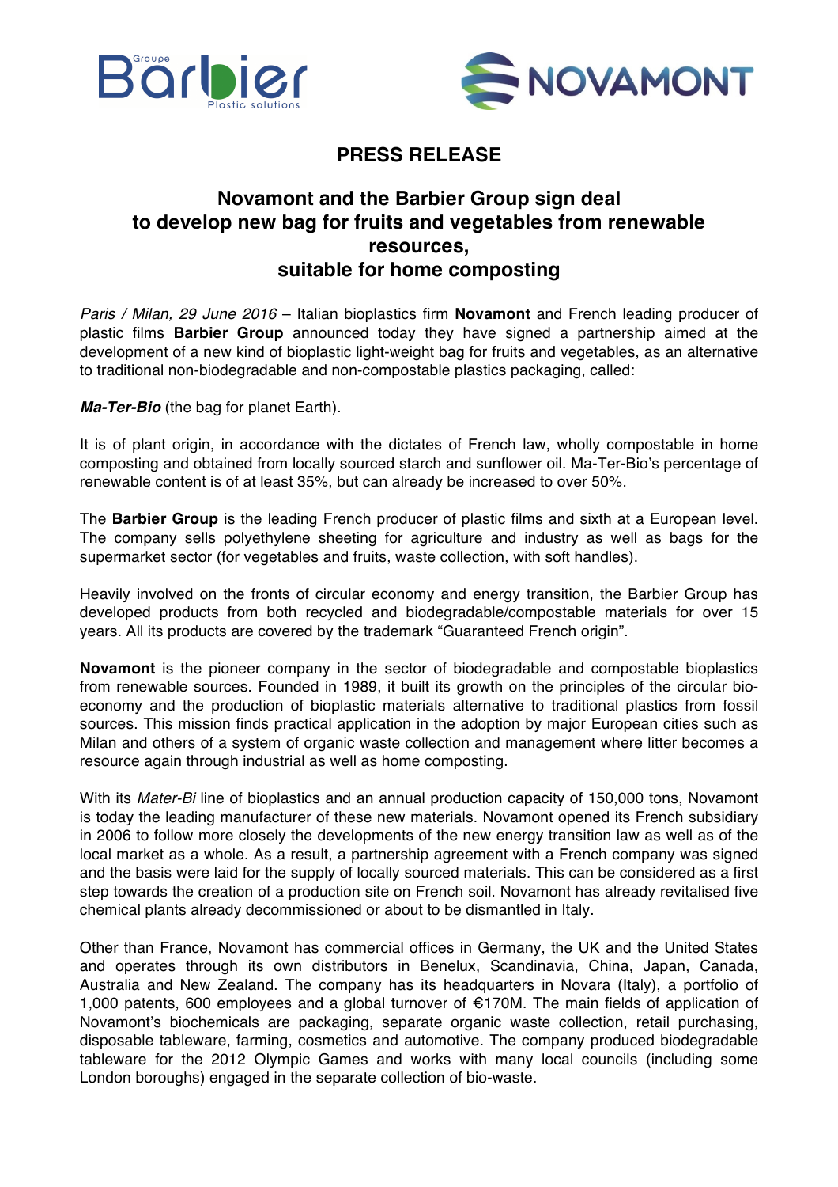# PRESS RELEASE

## Novamont and the Barbier Group sign deal to develop new bag for fruits and vegetables from renewable resources, suitable for home composting

*Paris / Milan, 29 June 2016* – Italian bioplastics firm **Novamont** and French leading producer of plastic films **Barbier Group** announced today they have signed a partnership aimed at the development of a new kind of bioplastic light-weight bag for fruits and vegetables, as an alternative to traditional non-biodegradable and non-compostable plastics packaging, called:

***Ma-Ter-Bio*** (the bag for planet Earth).

It is of plant origin, in accordance with the dictates of French law, wholly compostable in home composting and obtained from locally sourced starch and sunflower oil. Ma-Ter-Bio's percentage of renewable content is of at least 35%, but can already be increased to over 50%.

The **Barbier Group** is the leading French producer of plastic films and sixth at a European level. The company sells polyethylene sheeting for agriculture and industry as well as bags for the supermarket sector (for vegetables and fruits, waste collection, with soft handles).

Heavily involved on the fronts of circular economy and energy transition, the Barbier Group has developed products from both recycled and biodegradable/compostable materials for over 15 years. All its products are covered by the trademark "Guaranteed French origin".

**Novamont** is the pioneer company in the sector of biodegradable and compostable bioplastics from renewable sources. Founded in 1989, it built its growth on the principles of the circular bio-economy and the production of bioplastic materials alternative to traditional plastics from fossil sources. This mission finds practical application in the adoption by major European cities such as Milan and others of a system of organic waste collection and management where litter becomes a resource again through industrial as well as home composting.

With its *Mater-Bi* line of bioplastics and an annual production capacity of 150,000 tons, Novamont is today the leading manufacturer of these new materials. Novamont opened its French subsidiary in 2006 to follow more closely the developments of the new energy transition law as well as of the local market as a whole. As a result, a partnership agreement with a French company was signed and the basis were laid for the supply of locally sourced materials. This can be considered as a first step towards the creation of a production site on French soil. Novamont has already revitalised five chemical plants already decommissioned or about to be dismantled in Italy.

Other than France, Novamont has commercial offices in Germany, the UK and the United States and operates through its own distributors in Benelux, Scandinavia, China, Japan, Canada, Australia and New Zealand. The company has its headquarters in Novara (Italy), a portfolio of 1,000 patents, 600 employees and a global turnover of €170M. The main fields of application of Novamont's biochemicals are packaging, separate organic waste collection, retail purchasing, disposable tableware, farming, cosmetics and automotive. The company produced biodegradable tableware for the 2012 Olympic Games and works with many local councils (including some London boroughs) engaged in the separate collection of bio-waste.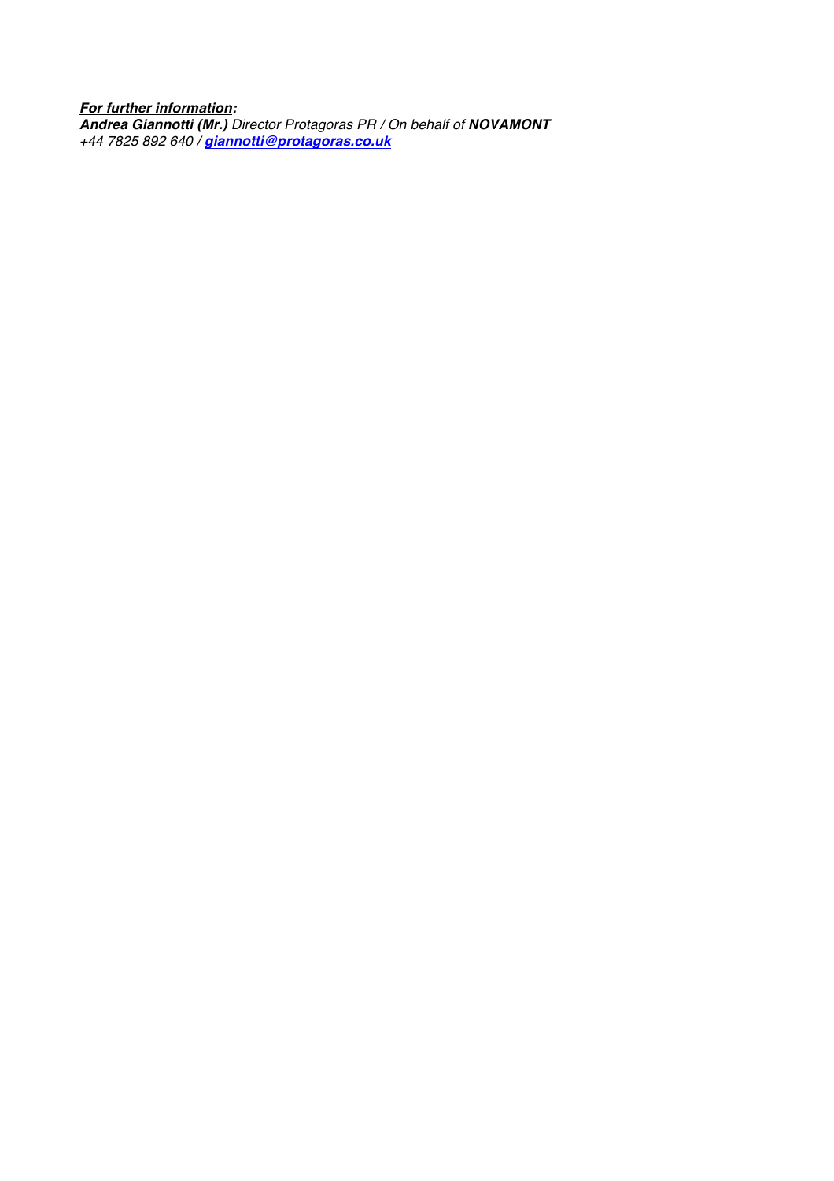***For further information:***
***Andrea Giannotti (Mr.)*** *Director Protagoras PR / On behalf of* ***NOVAMONT***
*+44 7825 892 640 /* ***giannotti@protagoras.co.uk***